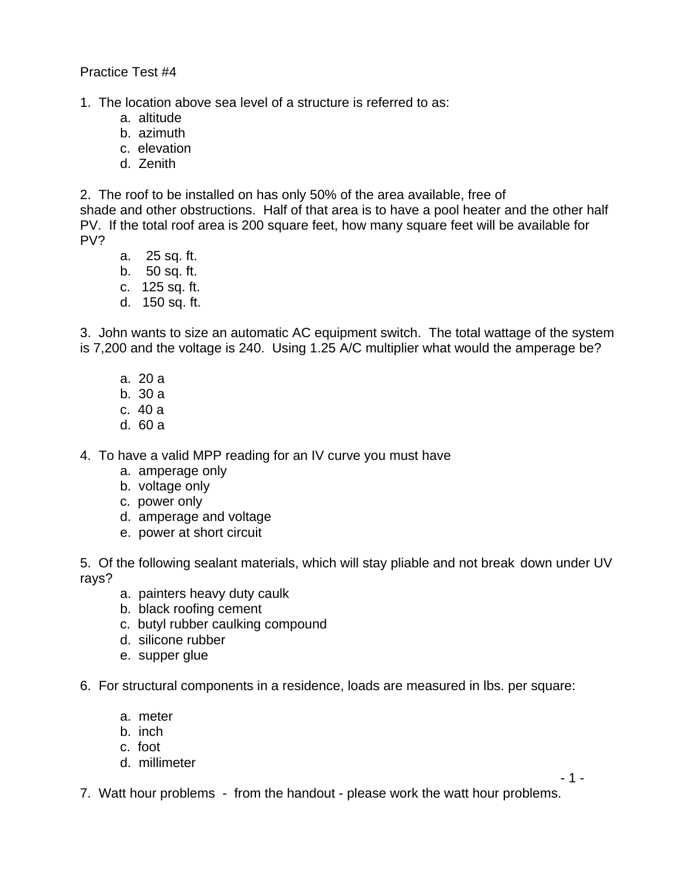Practice Test #4

1. The location above sea level of a structure is referred to as:
   a. altitude
   b. azimuth
   c. elevation
   d. Zenith

2. The roof to be installed on has only 50% of the area available, free of shade and other obstructions. Half of that area is to have a pool heater and the other half PV. If the total roof area is 200 square feet, how many square feet will be available for PV?
   a. 25 sq. ft.
   b. 50 sq. ft.
   c. 125 sq. ft.
   d. 150 sq. ft.

3. John wants to size an automatic AC equipment switch. The total wattage of the system is 7,200 and the voltage is 240. Using 1.25 A/C multiplier what would the amperage be?
   a. 20 a
   b. 30 a
   c. 40 a
   d. 60 a

4. To have a valid MPP reading for an IV curve you must have
   a. amperage only
   b. voltage only
   c. power only
   d. amperage and voltage
   e. power at short circuit

5. Of the following sealant materials, which will stay pliable and not break down under UV rays?
   a. painters heavy duty caulk
   b. black roofing cement
   c. butyl rubber caulking compound
   d. silicone rubber
   e. supper glue

6. For structural components in a residence, loads are measured in lbs. per square:
   a. meter
   b. inch
   c. foot
   d. millimeter

7. Watt hour problems - from the handout - please work the watt hour problems.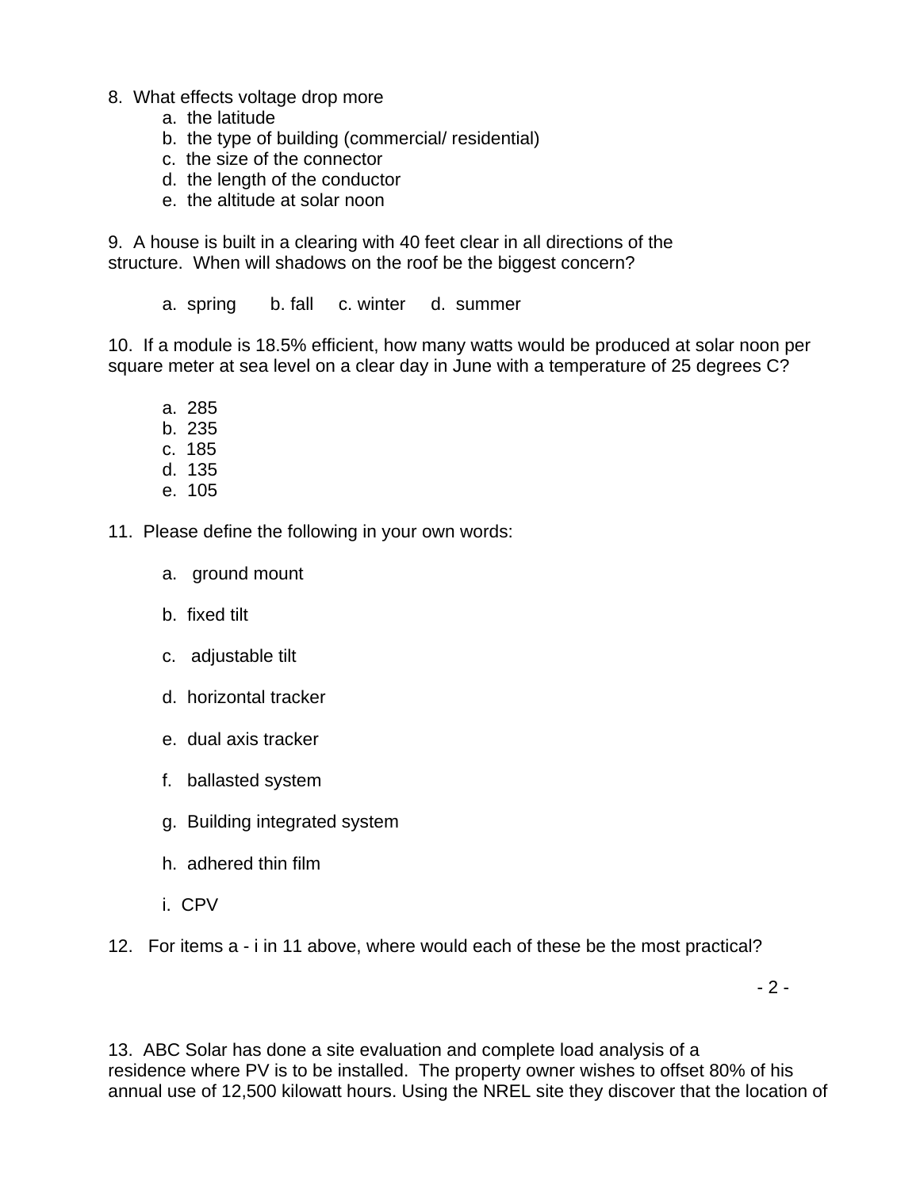8. What effects voltage drop more

a. the latitude
b. the type of building (commercial/ residential)
c. the size of the connector
d. the length of the conductor
e. the altitude at solar noon

9. A house is built in a clearing with 40 feet clear in all directions of the structure. When will shadows on the roof be the biggest concern?

a. spring  b. fall  c. winter  d. summer

10. If a module is 18.5% efficient, how many watts would be produced at solar noon per square meter at sea level on a clear day in June with a temperature of 25 degrees C?

a. 285
b. 235
c. 185
d. 135
e. 105

11. Please define the following in your own words:

a. ground mount

b. fixed tilt

c. adjustable tilt

d. horizontal tracker

e. dual axis tracker

f. ballasted system

g. Building integrated system

h. adhered thin film

i. CPV

12. For items a - i in 11 above, where would each of these be the most practical?

13. ABC Solar has done a site evaluation and complete load analysis of a residence where PV is to be installed. The property owner wishes to offset 80% of his annual use of 12,500 kilowatt hours. Using the NREL site they discover that the location of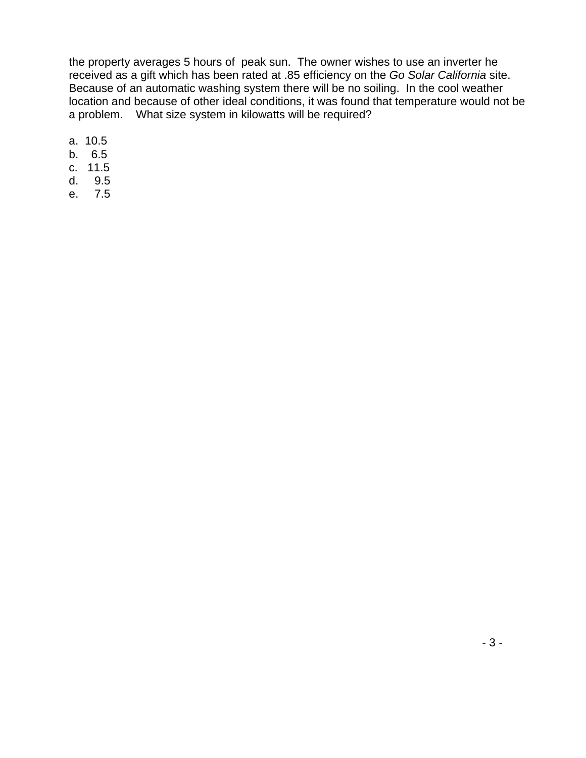the property averages 5 hours of peak sun. The owner wishes to use an inverter he received as a gift which has been rated at .85 efficiency on the *Go Solar California* site. Because of an automatic washing system there will be no soiling. In the cool weather location and because of other ideal conditions, it was found that temperature would not be a problem. What size system in kilowatts will be required?

a. 10.5
b. 6.5
c. 11.5
d. 9.5
e. 7.5